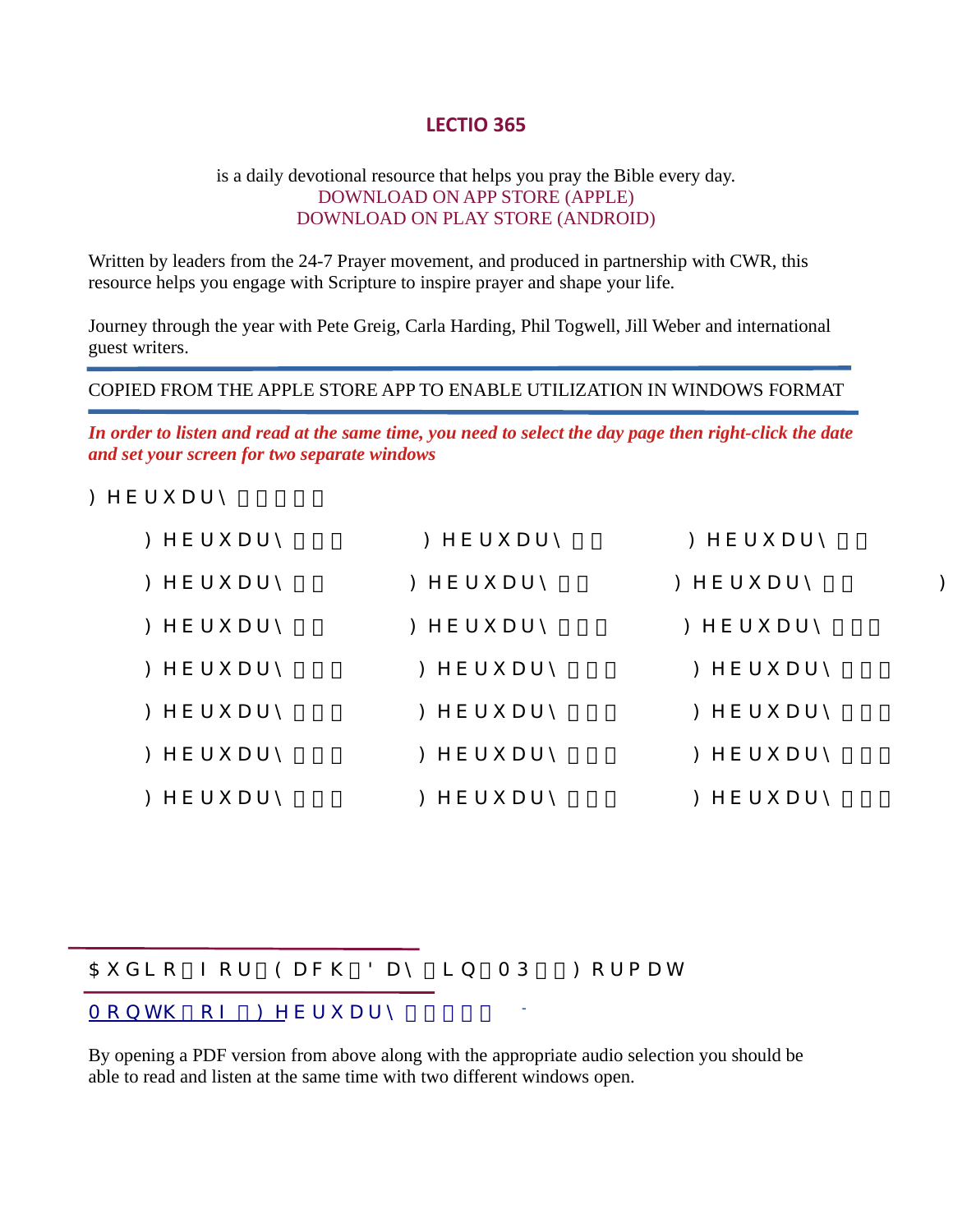## LECTIO 365

is a daily devotional resource that helps you pray the Bible every day.
DOWNLOAD ON APP STORE (APPLE)
DOWNLOAD ON PLAY STORE (ANDROID)

Written by leaders from the 24-7 Prayer movement, and produced in partnership with CWR, this resource helps you engage with Scripture to inspire prayer and shape your life.

Journey through the year with Pete Greig, Carla Harding, Phil Togwell, Jill Weber and international guest writers.

---

COPIED FROM THE APPLE STORE APP TO ENABLE UTILIZATION IN WINDOWS FORMAT

---

***In order to listen and read at the same time, you need to select the day page then right-click the date and set your screen for two separate windows***

)HEUXDU\ □□□□□

| | | | |
|---|---|---|---|
| )HEUXDU\ □□□ | )HEUXDU\ □□ | )HEUXDU\ □□ | |
| )HEUXDU\ □□ | )HEUXDU\ □□ | )HEUXDU\ □□ | ) |
| )HEUXDU\ □□ | )HEUXDU\ □□□ | )HEUXDU\ □□□ | |
| )HEUXDU\ □□□ | )HEUXDU\ □□□ | )HEUXDU\ □□□ | |
| )HEUXDU\ □□□ | )HEUXDU\ □□□ | )HEUXDU\ □□□ | |
| )HEUXDU\ □□□ | )HEUXDU\ □□□ | )HEUXDU\ □□□ | |
| )HEUXDU\ □□□ | )HEUXDU\ □□□ | )HEUXDU\ □□□ | |

---

$XGLR□I RU□(DFK□'D\ □LQ□03□□)RUPDW

---

0RQWK□RI □)HEUXDU\ □□□□□

By opening a PDF version from above along with the appropriate audio selection you should be able to read and listen at the same time with two different windows open.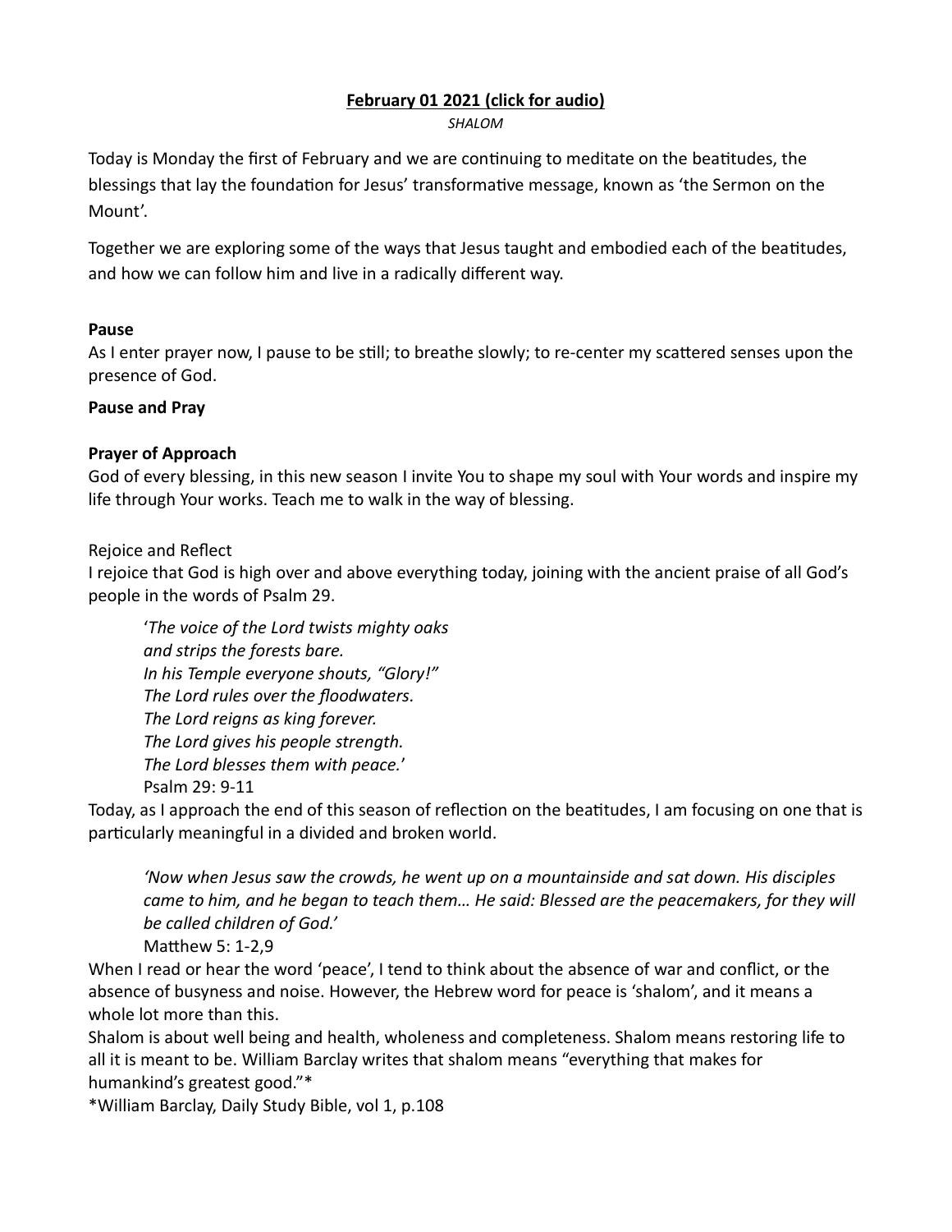**February 01 2021 (click for audio)**

*SHALOM*

Today is Monday the first of February and we are continuing to meditate on the beatitudes, the blessings that lay the foundation for Jesus' transformative message, known as 'the Sermon on the Mount'.

Together we are exploring some of the ways that Jesus taught and embodied each of the beatitudes, and how we can follow him and live in a radically different way.

**Pause**

As I enter prayer now, I pause to be still; to breathe slowly; to re-center my scattered senses upon the presence of God.

**Pause and Pray**

**Prayer of Approach**

God of every blessing, in this new season I invite You to shape my soul with Your words and inspire my life through Your works. Teach me to walk in the way of blessing.

Rejoice and Reflect

I rejoice that God is high over and above everything today, joining with the ancient praise of all God's people in the words of Psalm 29.

> '*The voice of the Lord twists mighty oaks*
> *and strips the forests bare.*
> *In his Temple everyone shouts, "Glory!"*
> *The Lord rules over the floodwaters.*
> *The Lord reigns as king forever.*
> *The Lord gives his people strength.*
> *The Lord blesses them with peace.*'
> Psalm 29: 9-11

Today, as I approach the end of this season of reflection on the beatitudes, I am focusing on one that is particularly meaningful in a divided and broken world.

> *'Now when Jesus saw the crowds, he went up on a mountainside and sat down. His disciples came to him, and he began to teach them… He said: Blessed are the peacemakers, for they will be called children of God.'*
> Matthew 5: 1-2,9

When I read or hear the word 'peace', I tend to think about the absence of war and conflict, or the absence of busyness and noise. However, the Hebrew word for peace is 'shalom', and it means a whole lot more than this.

Shalom is about well being and health, wholeness and completeness. Shalom means restoring life to all it is meant to be. William Barclay writes that shalom means "everything that makes for humankind's greatest good."*

*William Barclay, Daily Study Bible, vol 1, p.108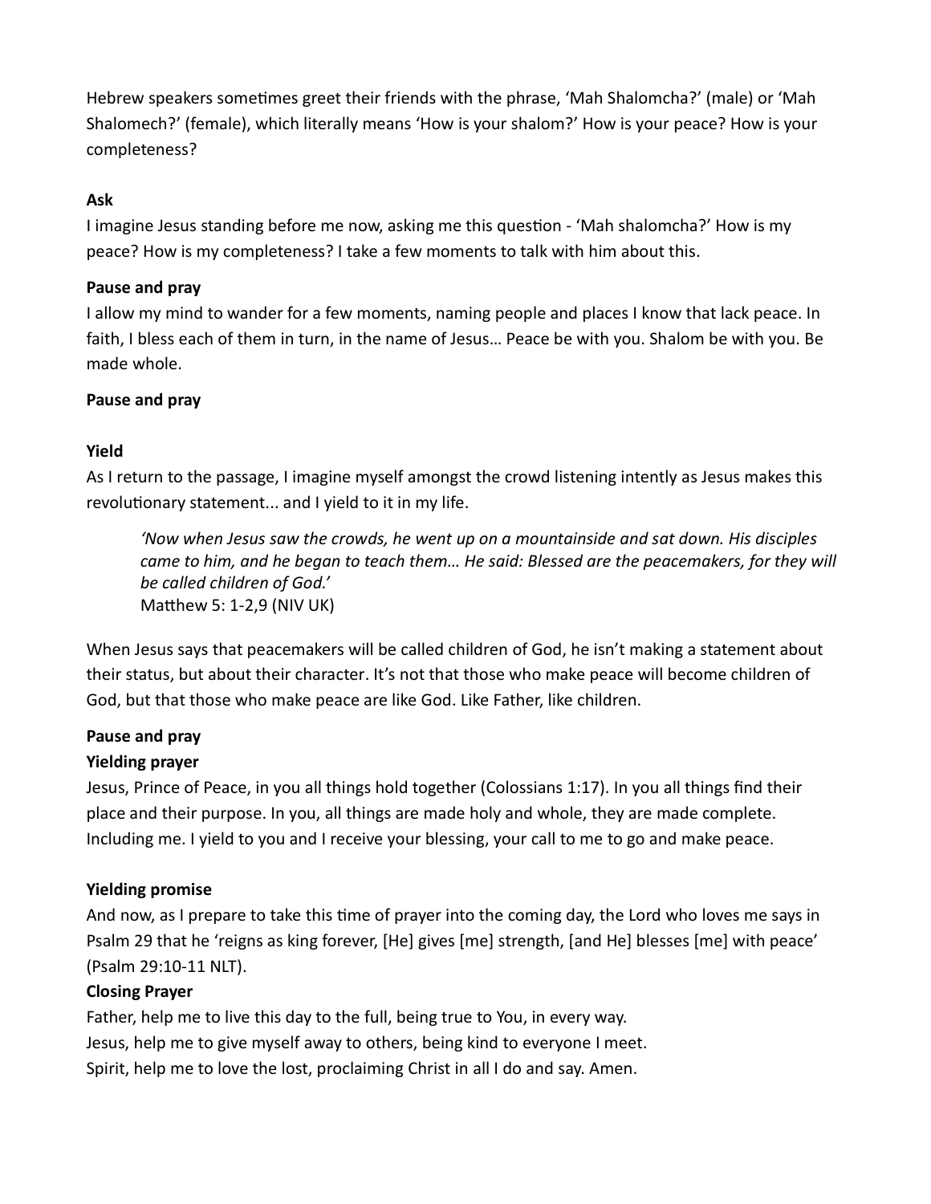Hebrew speakers sometimes greet their friends with the phrase, 'Mah Shalomcha?' (male) or 'Mah Shalomech?' (female), which literally means 'How is your shalom?' How is your peace? How is your completeness?

**Ask**

I imagine Jesus standing before me now, asking me this question - 'Mah shalomcha?' How is my peace? How is my completeness? I take a few moments to talk with him about this.

**Pause and pray**

I allow my mind to wander for a few moments, naming people and places I know that lack peace. In faith, I bless each of them in turn, in the name of Jesus… Peace be with you. Shalom be with you. Be made whole.

**Pause and pray**

**Yield**

As I return to the passage, I imagine myself amongst the crowd listening intently as Jesus makes this revolutionary statement... and I yield to it in my life.

> *'Now when Jesus saw the crowds, he went up on a mountainside and sat down. His disciples came to him, and he began to teach them… He said: Blessed are the peacemakers, for they will be called children of God.'*
> Matthew 5: 1-2,9 (NIV UK)

When Jesus says that peacemakers will be called children of God, he isn't making a statement about their status, but about their character. It's not that those who make peace will become children of God, but that those who make peace are like God. Like Father, like children.

**Pause and pray**

**Yielding prayer**

Jesus, Prince of Peace, in you all things hold together (Colossians 1:17). In you all things find their place and their purpose. In you, all things are made holy and whole, they are made complete. Including me. I yield to you and I receive your blessing, your call to me to go and make peace.

**Yielding promise**

And now, as I prepare to take this time of prayer into the coming day, the Lord who loves me says in Psalm 29 that he 'reigns as king forever, [He] gives [me] strength, [and He] blesses [me] with peace' (Psalm 29:10-11 NLT).

**Closing Prayer**

Father, help me to live this day to the full, being true to You, in every way.
Jesus, help me to give myself away to others, being kind to everyone I meet.
Spirit, help me to love the lost, proclaiming Christ in all I do and say. Amen.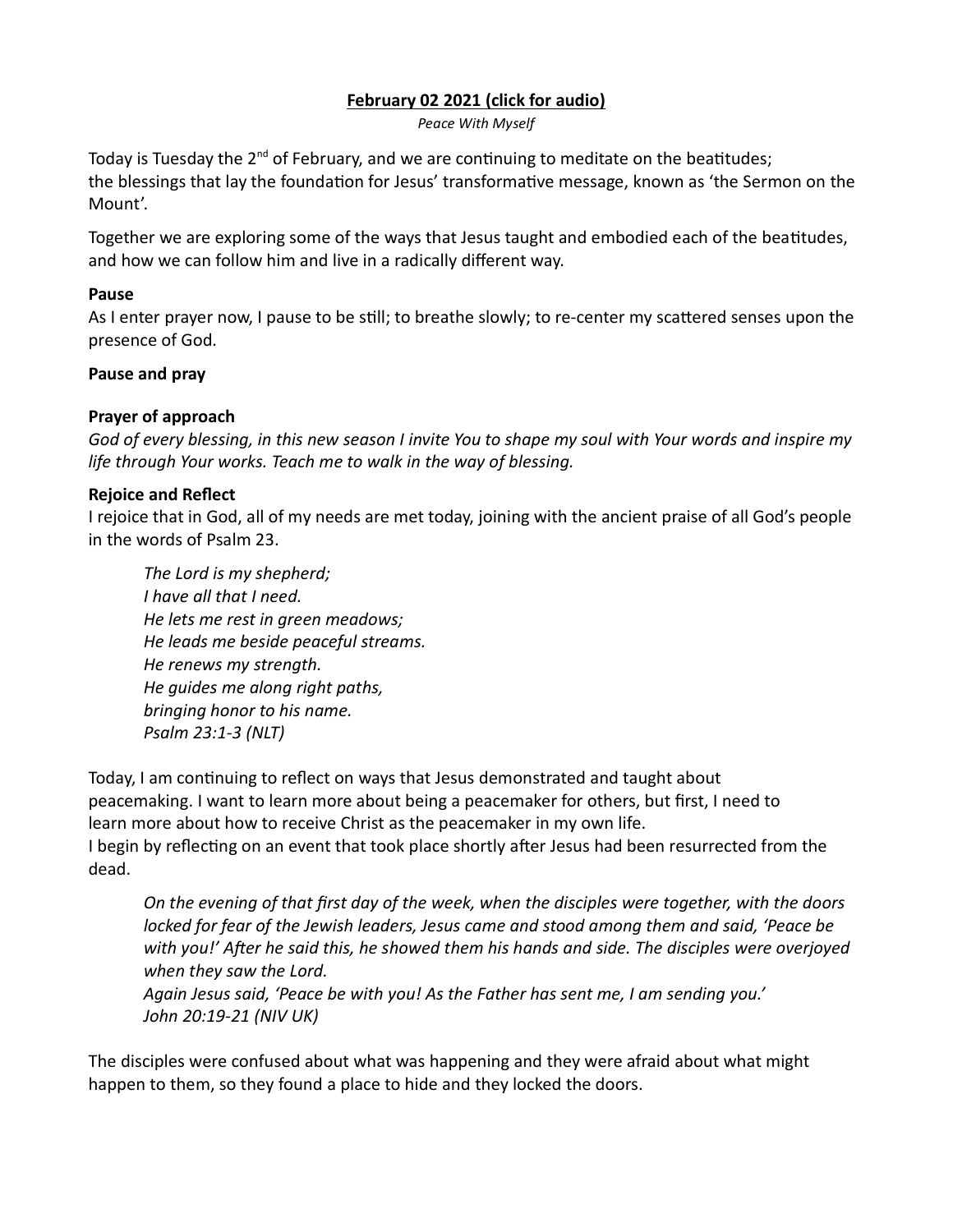**February 02 2021 (click for audio)**

*Peace With Myself*

Today is Tuesday the 2nd of February, and we are continuing to meditate on the beatitudes; the blessings that lay the foundation for Jesus' transformative message, known as 'the Sermon on the Mount'.

Together we are exploring some of the ways that Jesus taught and embodied each of the beatitudes, and how we can follow him and live in a radically different way.

**Pause**

As I enter prayer now, I pause to be still; to breathe slowly; to re-center my scattered senses upon the presence of God.

**Pause and pray**

**Prayer of approach**

*God of every blessing, in this new season I invite You to shape my soul with Your words and inspire my life through Your works. Teach me to walk in the way of blessing.*

**Rejoice and Reflect**

I rejoice that in God, all of my needs are met today, joining with the ancient praise of all God's people in the words of Psalm 23.

> *The Lord is my shepherd;*
> *I have all that I need.*
> *He lets me rest in green meadows;*
> *He leads me beside peaceful streams.*
> *He renews my strength.*
> *He guides me along right paths,*
> *bringing honor to his name.*
> *Psalm 23:1-3 (NLT)*

Today, I am continuing to reflect on ways that Jesus demonstrated and taught about peacemaking. I want to learn more about being a peacemaker for others, but first, I need to learn more about how to receive Christ as the peacemaker in my own life.
I begin by reflecting on an event that took place shortly after Jesus had been resurrected from the dead.

> *On the evening of that first day of the week, when the disciples were together, with the doors locked for fear of the Jewish leaders, Jesus came and stood among them and said, 'Peace be with you!' After he said this, he showed them his hands and side. The disciples were overjoyed when they saw the Lord.*
> *Again Jesus said, 'Peace be with you! As the Father has sent me, I am sending you.'*
> *John 20:19-21 (NIV UK)*

The disciples were confused about what was happening and they were afraid about what might happen to them, so they found a place to hide and they locked the doors.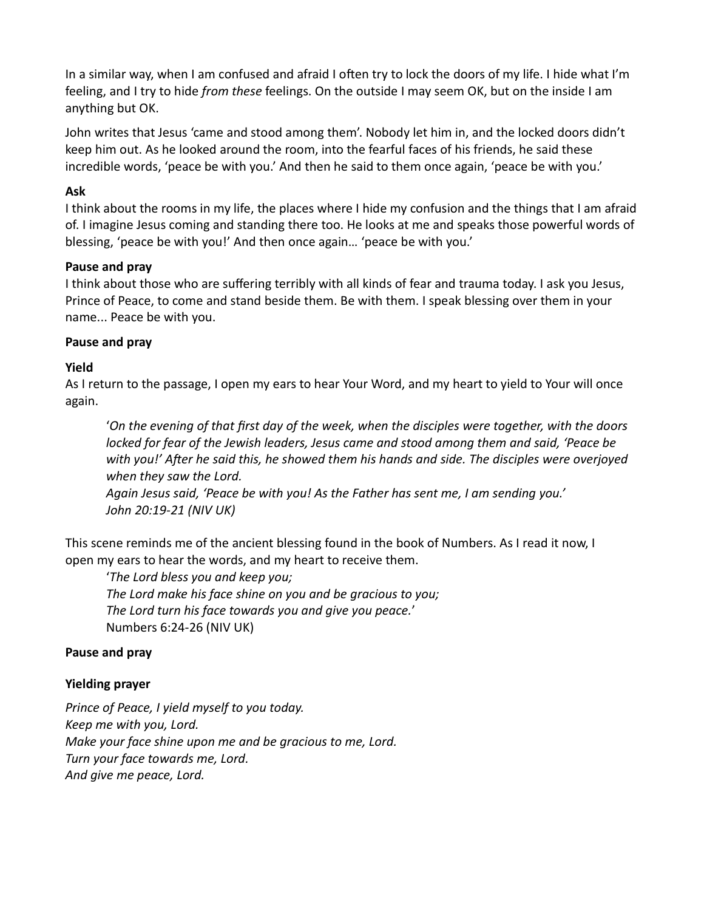In a similar way, when I am confused and afraid I often try to lock the doors of my life. I hide what I'm feeling, and I try to hide *from these* feelings. On the outside I may seem OK, but on the inside I am anything but OK.

John writes that Jesus 'came and stood among them'. Nobody let him in, and the locked doors didn't keep him out. As he looked around the room, into the fearful faces of his friends, he said these incredible words, 'peace be with you.' And then he said to them once again, 'peace be with you.'

**Ask**
I think about the rooms in my life, the places where I hide my confusion and the things that I am afraid of. I imagine Jesus coming and standing there too. He looks at me and speaks those powerful words of blessing, 'peace be with you!' And then once again… 'peace be with you.'

**Pause and pray**
I think about those who are suffering terribly with all kinds of fear and trauma today. I ask you Jesus, Prince of Peace, to come and stand beside them. Be with them. I speak blessing over them in your name... Peace be with you.

**Pause and pray**

**Yield**
As I return to the passage, I open my ears to hear Your Word, and my heart to yield to Your will once again.

> '*On the evening of that first day of the week, when the disciples were together, with the doors locked for fear of the Jewish leaders, Jesus came and stood among them and said, 'Peace be with you!' After he said this, he showed them his hands and side. The disciples were overjoyed when they saw the Lord.*
> *Again Jesus said, 'Peace be with you! As the Father has sent me, I am sending you.'*
> *John 20:19-21 (NIV UK)*

This scene reminds me of the ancient blessing found in the book of Numbers. As I read it now, I open my ears to hear the words, and my heart to receive them.

> '*The Lord bless you and keep you;*
> *The Lord make his face shine on you and be gracious to you;*
> *The Lord turn his face towards you and give you peace.*'
> Numbers 6:24-26 (NIV UK)

**Pause and pray**

**Yielding prayer**

*Prince of Peace, I yield myself to you today.*
*Keep me with you, Lord.*
*Make your face shine upon me and be gracious to me, Lord.*
*Turn your face towards me, Lord.*
*And give me peace, Lord.*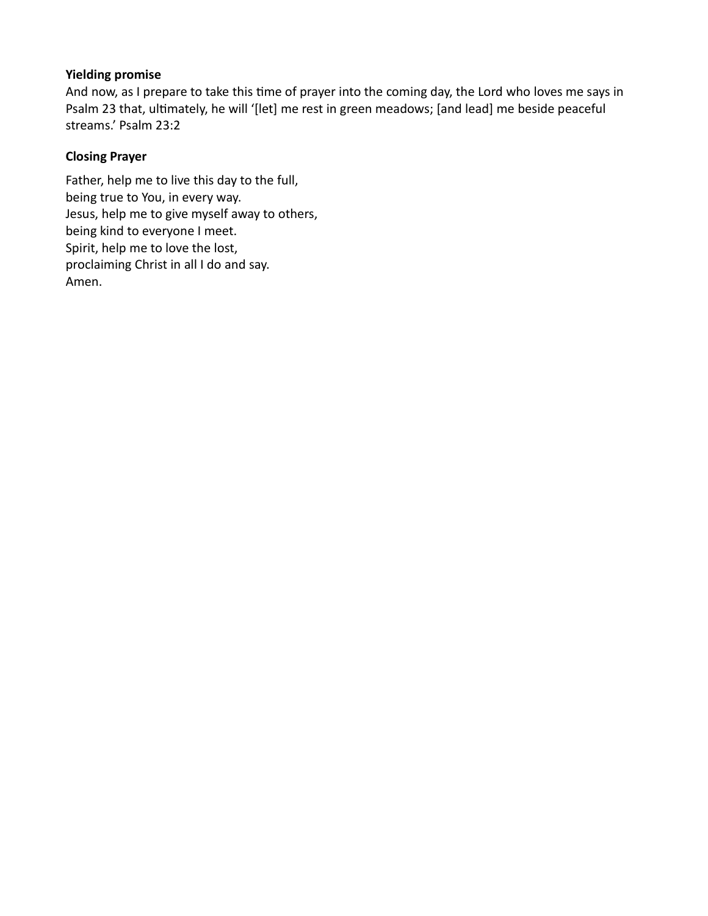**Yielding promise**

And now, as I prepare to take this time of prayer into the coming day, the Lord who loves me says in Psalm 23 that, ultimately, he will '[let] me rest in green meadows; [and lead] me beside peaceful streams.' Psalm 23:2

**Closing Prayer**

Father, help me to live this day to the full,  
being true to You, in every way.  
Jesus, help me to give myself away to others,  
being kind to everyone I meet.  
Spirit, help me to love the lost,  
proclaiming Christ in all I do and say.  
Amen.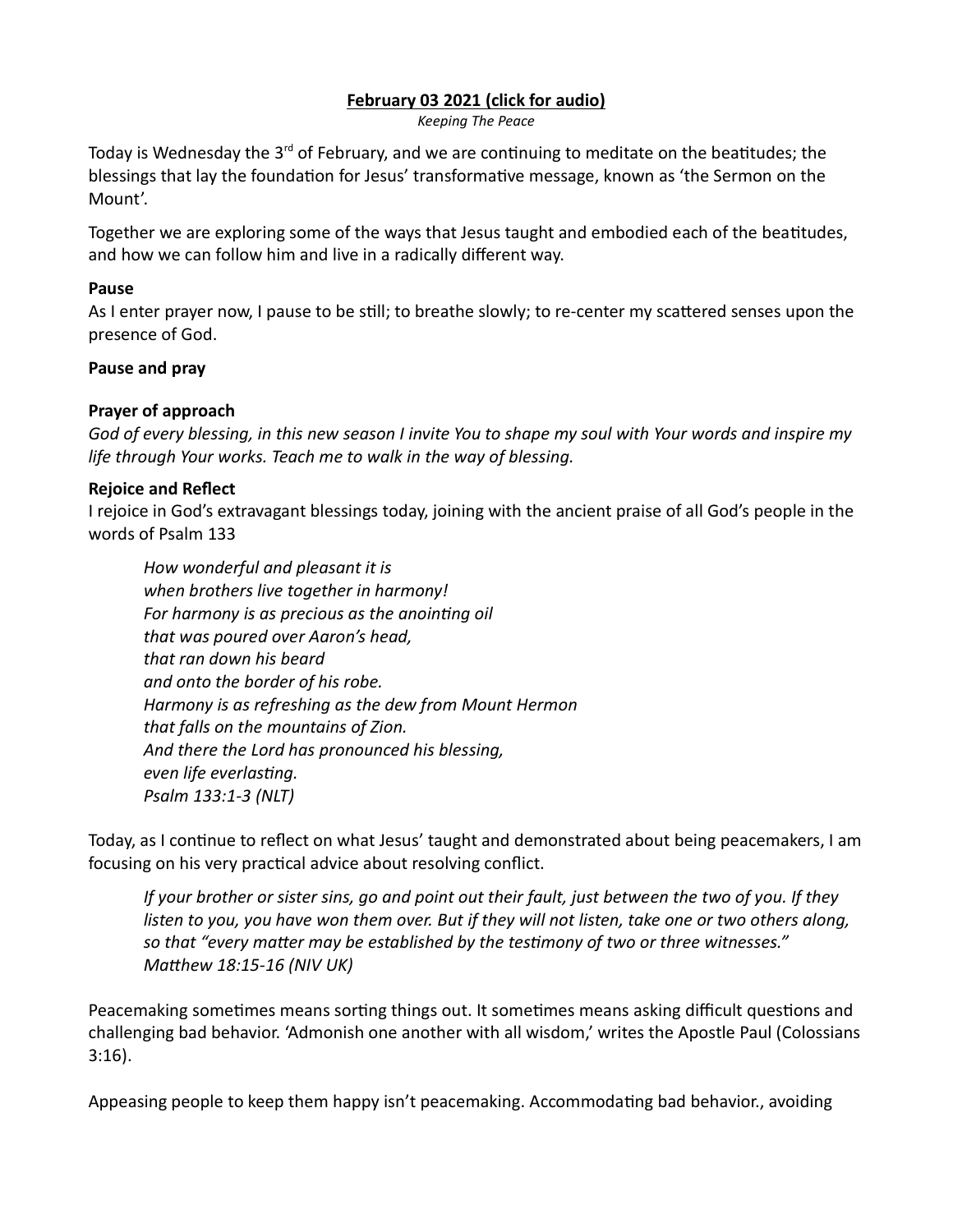**February 03 2021 (click for audio)**

*Keeping The Peace*

Today is Wednesday the 3rd of February, and we are continuing to meditate on the beatitudes; the blessings that lay the foundation for Jesus' transformative message, known as 'the Sermon on the Mount'.

Together we are exploring some of the ways that Jesus taught and embodied each of the beatitudes, and how we can follow him and live in a radically different way.

**Pause**
As I enter prayer now, I pause to be still; to breathe slowly; to re-center my scattered senses upon the presence of God.

**Pause and pray**

**Prayer of approach**
*God of every blessing, in this new season I invite You to shape my soul with Your words and inspire my life through Your works. Teach me to walk in the way of blessing.*

**Rejoice and Reflect**
I rejoice in God's extravagant blessings today, joining with the ancient praise of all God's people in the words of Psalm 133

> *How wonderful and pleasant it is*
> *when brothers live together in harmony!*
> *For harmony is as precious as the anointing oil*
> *that was poured over Aaron's head,*
> *that ran down his beard*
> *and onto the border of his robe.*
> *Harmony is as refreshing as the dew from Mount Hermon*
> *that falls on the mountains of Zion.*
> *And there the Lord has pronounced his blessing,*
> *even life everlasting.*
> *Psalm 133:1-3 (NLT)*

Today, as I continue to reflect on what Jesus' taught and demonstrated about being peacemakers, I am focusing on his very practical advice about resolving conflict.

> *If your brother or sister sins, go and point out their fault, just between the two of you. If they listen to you, you have won them over. But if they will not listen, take one or two others along, so that "every matter may be established by the testimony of two or three witnesses." Matthew 18:15-16 (NIV UK)*

Peacemaking sometimes means sorting things out. It sometimes means asking difficult questions and challenging bad behavior. 'Admonish one another with all wisdom,' writes the Apostle Paul (Colossians 3:16).

Appeasing people to keep them happy isn't peacemaking. Accommodating bad behavior., avoiding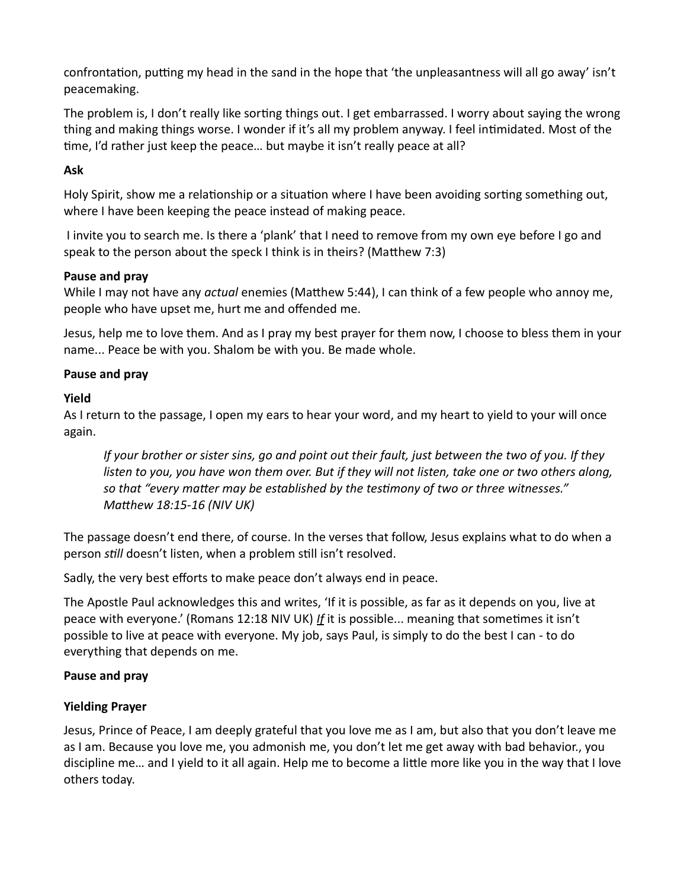confrontation, putting my head in the sand in the hope that 'the unpleasantness will all go away' isn't peacemaking.

The problem is, I don't really like sorting things out. I get embarrassed. I worry about saying the wrong thing and making things worse. I wonder if it's all my problem anyway. I feel intimidated. Most of the time, I'd rather just keep the peace… but maybe it isn't really peace at all?

**Ask**

Holy Spirit, show me a relationship or a situation where I have been avoiding sorting something out, where I have been keeping the peace instead of making peace.

I invite you to search me. Is there a 'plank' that I need to remove from my own eye before I go and speak to the person about the speck I think is in theirs? (Matthew 7:3)

**Pause and pray**

While I may not have any *actual* enemies (Matthew 5:44), I can think of a few people who annoy me, people who have upset me, hurt me and offended me.

Jesus, help me to love them. And as I pray my best prayer for them now, I choose to bless them in your name... Peace be with you. Shalom be with you. Be made whole.

**Pause and pray**

**Yield**

As I return to the passage, I open my ears to hear your word, and my heart to yield to your will once again.

> *If your brother or sister sins, go and point out their fault, just between the two of you. If they listen to you, you have won them over. But if they will not listen, take one or two others along, so that "every matter may be established by the testimony of two or three witnesses." Matthew 18:15-16 (NIV UK)*

The passage doesn't end there, of course. In the verses that follow, Jesus explains what to do when a person *still* doesn't listen, when a problem still isn't resolved.

Sadly, the very best efforts to make peace don't always end in peace.

The Apostle Paul acknowledges this and writes, 'If it is possible, as far as it depends on you, live at peace with everyone.' (Romans 12:18 NIV UK) <u>*If*</u> it is possible... meaning that sometimes it isn't possible to live at peace with everyone. My job, says Paul, is simply to do the best I can - to do everything that depends on me.

**Pause and pray**

**Yielding Prayer**

Jesus, Prince of Peace, I am deeply grateful that you love me as I am, but also that you don't leave me as I am. Because you love me, you admonish me, you don't let me get away with bad behavior., you discipline me… and I yield to it all again. Help me to become a little more like you in the way that I love others today.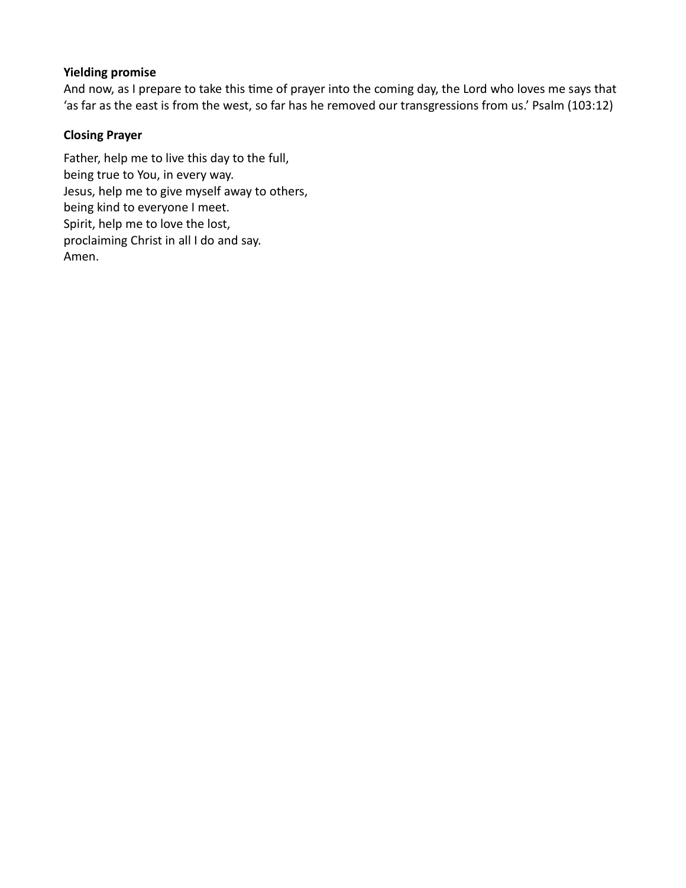**Yielding promise**

And now, as I prepare to take this time of prayer into the coming day, the Lord who loves me says that 'as far as the east is from the west, so far has he removed our transgressions from us.' Psalm (103:12)

**Closing Prayer**

Father, help me to live this day to the full,
being true to You, in every way.
Jesus, help me to give myself away to others,
being kind to everyone I meet.
Spirit, help me to love the lost,
proclaiming Christ in all I do and say.
Amen.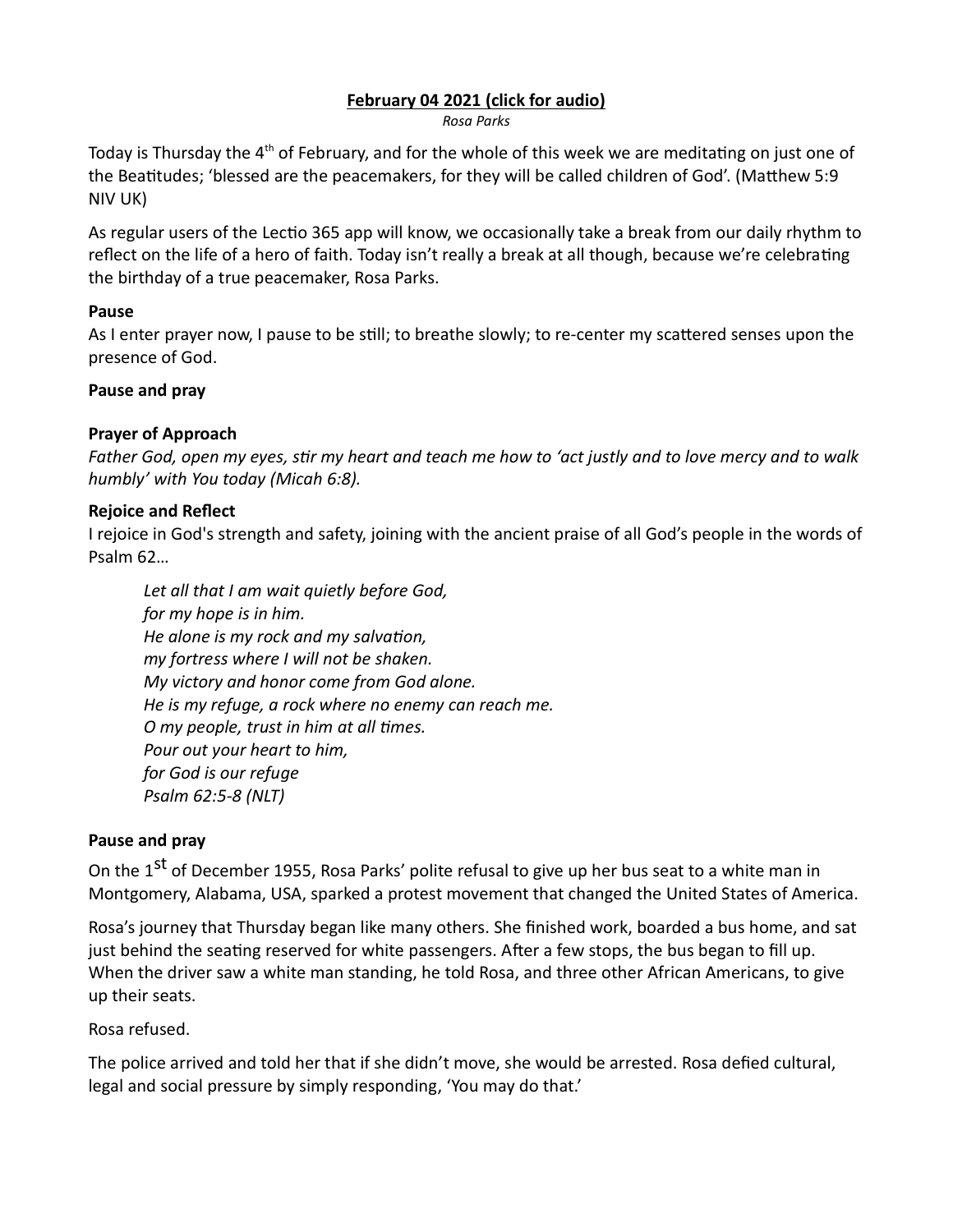**February 04 2021 (click for audio)**

*Rosa Parks*

Today is Thursday the 4th of February, and for the whole of this week we are meditating on just one of the Beatitudes; 'blessed are the peacemakers, for they will be called children of God'. (Matthew 5:9 NIV UK)

As regular users of the Lectio 365 app will know, we occasionally take a break from our daily rhythm to reflect on the life of a hero of faith. Today isn't really a break at all though, because we're celebrating the birthday of a true peacemaker, Rosa Parks.

**Pause**

As I enter prayer now, I pause to be still; to breathe slowly; to re-center my scattered senses upon the presence of God.

**Pause and pray**

**Prayer of Approach**

*Father God, open my eyes, stir my heart and teach me how to 'act justly and to love mercy and to walk humbly' with You today (Micah 6:8).*

**Rejoice and Reflect**

I rejoice in God's strength and safety, joining with the ancient praise of all God's people in the words of Psalm 62…

> *Let all that I am wait quietly before God,*
> *for my hope is in him.*
> *He alone is my rock and my salvation,*
> *my fortress where I will not be shaken.*
> *My victory and honor come from God alone.*
> *He is my refuge, a rock where no enemy can reach me.*
> *O my people, trust in him at all times.*
> *Pour out your heart to him,*
> *for God is our refuge*
> *Psalm 62:5-8 (NLT)*

**Pause and pray**

On the 1st of December 1955, Rosa Parks' polite refusal to give up her bus seat to a white man in Montgomery, Alabama, USA, sparked a protest movement that changed the United States of America.

Rosa's journey that Thursday began like many others. She finished work, boarded a bus home, and sat just behind the seating reserved for white passengers. After a few stops, the bus began to fill up. When the driver saw a white man standing, he told Rosa, and three other African Americans, to give up their seats.

Rosa refused.

The police arrived and told her that if she didn't move, she would be arrested. Rosa defied cultural, legal and social pressure by simply responding, 'You may do that.'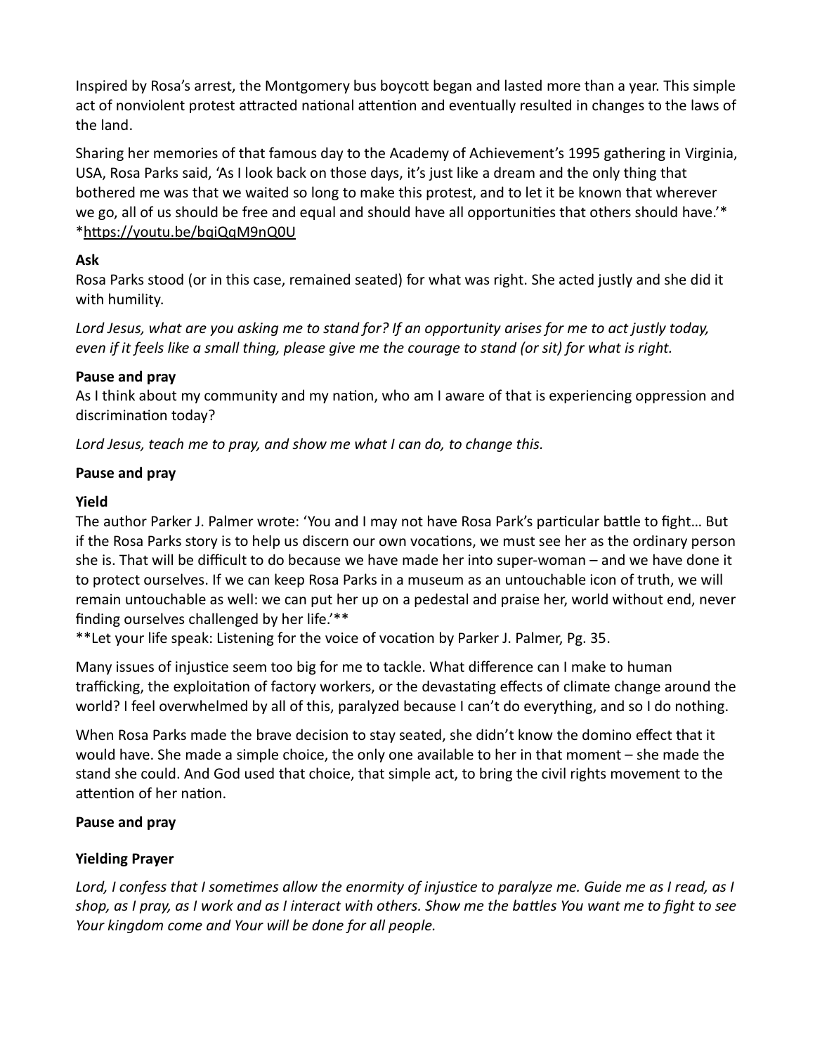Inspired by Rosa's arrest, the Montgomery bus boycott began and lasted more than a year. This simple act of nonviolent protest attracted national attention and eventually resulted in changes to the laws of the land.

Sharing her memories of that famous day to the Academy of Achievement's 1995 gathering in Virginia, USA, Rosa Parks said, 'As I look back on those days, it's just like a dream and the only thing that bothered me was that we waited so long to make this protest, and to let it be known that wherever we go, all of us should be free and equal and should have all opportunities that others should have.'*
*https://youtu.be/bqiQqM9nQ0U

**Ask**
Rosa Parks stood (or in this case, remained seated) for what was right. She acted justly and she did it with humility.

*Lord Jesus, what are you asking me to stand for? If an opportunity arises for me to act justly today, even if it feels like a small thing, please give me the courage to stand (or sit) for what is right.*

**Pause and pray**
As I think about my community and my nation, who am I aware of that is experiencing oppression and discrimination today?

*Lord Jesus, teach me to pray, and show me what I can do, to change this.*

**Pause and pray**

**Yield**
The author Parker J. Palmer wrote: 'You and I may not have Rosa Park's particular battle to fight… But if the Rosa Parks story is to help us discern our own vocations, we must see her as the ordinary person she is. That will be difficult to do because we have made her into super-woman – and we have done it to protect ourselves. If we can keep Rosa Parks in a museum as an untouchable icon of truth, we will remain untouchable as well: we can put her up on a pedestal and praise her, world without end, never finding ourselves challenged by her life.'**
**Let your life speak: Listening for the voice of vocation by Parker J. Palmer, Pg. 35.

Many issues of injustice seem too big for me to tackle. What difference can I make to human trafficking, the exploitation of factory workers, or the devastating effects of climate change around the world? I feel overwhelmed by all of this, paralyzed because I can't do everything, and so I do nothing.

When Rosa Parks made the brave decision to stay seated, she didn't know the domino effect that it would have. She made a simple choice, the only one available to her in that moment – she made the stand she could. And God used that choice, that simple act, to bring the civil rights movement to the attention of her nation.

**Pause and pray**

**Yielding Prayer**

*Lord, I confess that I sometimes allow the enormity of injustice to paralyze me. Guide me as I read, as I shop, as I pray, as I work and as I interact with others. Show me the battles You want me to fight to see Your kingdom come and Your will be done for all people.*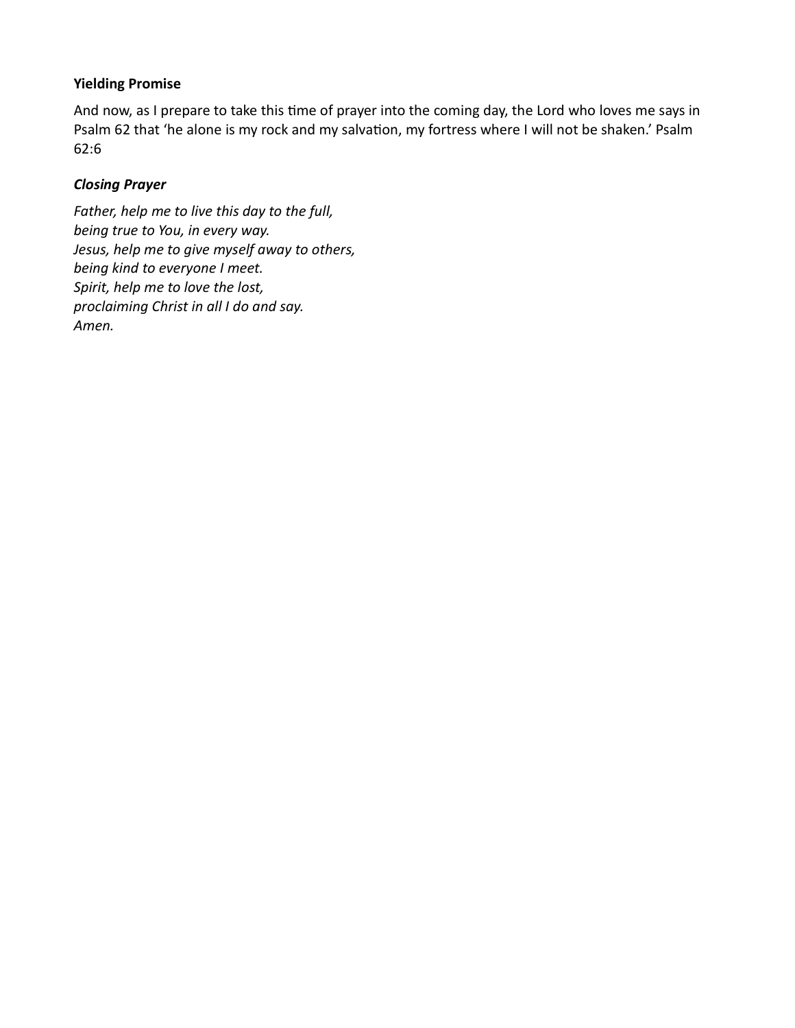**Yielding Promise**

And now, as I prepare to take this time of prayer into the coming day, the Lord who loves me says in Psalm 62 that 'he alone is my rock and my salvation, my fortress where I will not be shaken.' Psalm 62:6

***Closing Prayer***

*Father, help me to live this day to the full,*
*being true to You, in every way.*
*Jesus, help me to give myself away to others,*
*being kind to everyone I meet.*
*Spirit, help me to love the lost,*
*proclaiming Christ in all I do and say.*
*Amen.*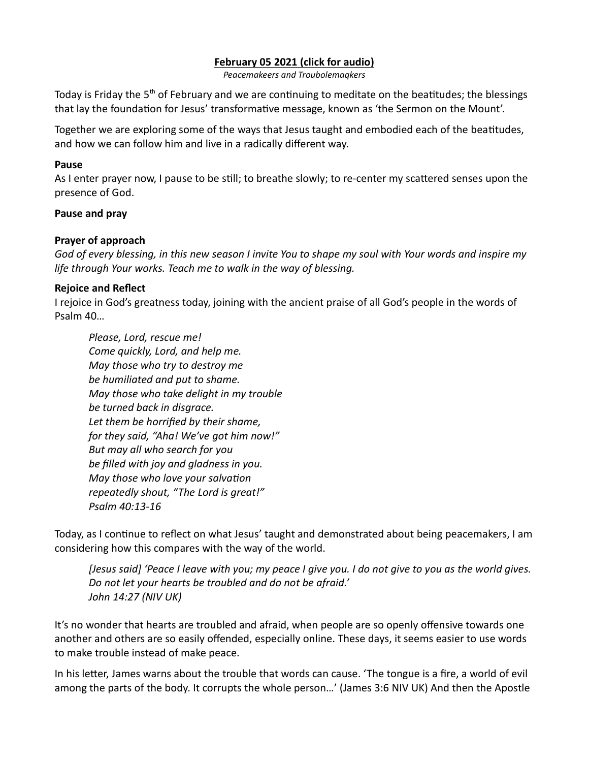**February 05 2021 (click for audio)**

*Peacemakeers and Troubolemaqkers*

Today is Friday the 5th of February and we are continuing to meditate on the beatitudes; the blessings that lay the foundation for Jesus' transformative message, known as 'the Sermon on the Mount'.

Together we are exploring some of the ways that Jesus taught and embodied each of the beatitudes, and how we can follow him and live in a radically different way.

**Pause**

As I enter prayer now, I pause to be still; to breathe slowly; to re-center my scattered senses upon the presence of God.

**Pause and pray**

**Prayer of approach**

*God of every blessing, in this new season I invite You to shape my soul with Your words and inspire my life through Your works. Teach me to walk in the way of blessing.*

**Rejoice and Reflect**

I rejoice in God's greatness today, joining with the ancient praise of all God's people in the words of Psalm 40…

> *Please, Lord, rescue me!*
> *Come quickly, Lord, and help me.*
> *May those who try to destroy me*
> *be humiliated and put to shame.*
> *May those who take delight in my trouble*
> *be turned back in disgrace.*
> *Let them be horrified by their shame,*
> *for they said, "Aha! We've got him now!"*
> *But may all who search for you*
> *be filled with joy and gladness in you.*
> *May those who love your salvation*
> *repeatedly shout, "The Lord is great!"*
> *Psalm 40:13-16*

Today, as I continue to reflect on what Jesus' taught and demonstrated about being peacemakers, I am considering how this compares with the way of the world.

> *[Jesus said] 'Peace I leave with you; my peace I give you. I do not give to you as the world gives. Do not let your hearts be troubled and do not be afraid.'*
> *John 14:27 (NIV UK)*

It's no wonder that hearts are troubled and afraid, when people are so openly offensive towards one another and others are so easily offended, especially online. These days, it seems easier to use words to make trouble instead of make peace.

In his letter, James warns about the trouble that words can cause. 'The tongue is a fire, a world of evil among the parts of the body. It corrupts the whole person…' (James 3:6 NIV UK) And then the Apostle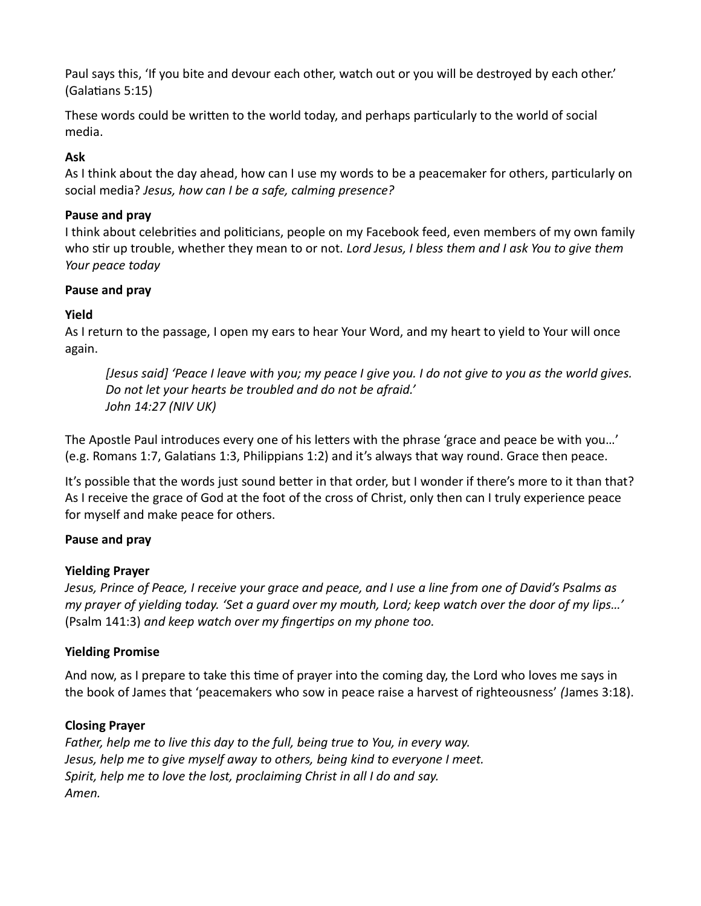Paul says this, 'If you bite and devour each other, watch out or you will be destroyed by each other.' (Galatians 5:15)

These words could be written to the world today, and perhaps particularly to the world of social media.

**Ask**
As I think about the day ahead, how can I use my words to be a peacemaker for others, particularly on social media? *Jesus, how can I be a safe, calming presence?*

**Pause and pray**
I think about celebrities and politicians, people on my Facebook feed, even members of my own family who stir up trouble, whether they mean to or not. *Lord Jesus, I bless them and I ask You to give them Your peace today*

**Pause and pray**

**Yield**
As I return to the passage, I open my ears to hear Your Word, and my heart to yield to Your will once again.

> *[Jesus said] 'Peace I leave with you; my peace I give you. I do not give to you as the world gives. Do not let your hearts be troubled and do not be afraid.'*
> *John 14:27 (NIV UK)*

The Apostle Paul introduces every one of his letters with the phrase 'grace and peace be with you…' (e.g. Romans 1:7, Galatians 1:3, Philippians 1:2) and it's always that way round. Grace then peace.

It's possible that the words just sound better in that order, but I wonder if there's more to it than that? As I receive the grace of God at the foot of the cross of Christ, only then can I truly experience peace for myself and make peace for others.

**Pause and pray**

**Yielding Prayer**
*Jesus, Prince of Peace, I receive your grace and peace, and I use a line from one of David's Psalms as my prayer of yielding today. 'Set a guard over my mouth, Lord; keep watch over the door of my lips…'* (Psalm 141:3) *and keep watch over my fingertips on my phone too.*

**Yielding Promise**

And now, as I prepare to take this time of prayer into the coming day, the Lord who loves me says in the book of James that 'peacemakers who sow in peace raise a harvest of righteousness' (James 3:18).

**Closing Prayer**
*Father, help me to live this day to the full, being true to You, in every way.*
*Jesus, help me to give myself away to others, being kind to everyone I meet.*
*Spirit, help me to love the lost, proclaiming Christ in all I do and say.*
*Amen.*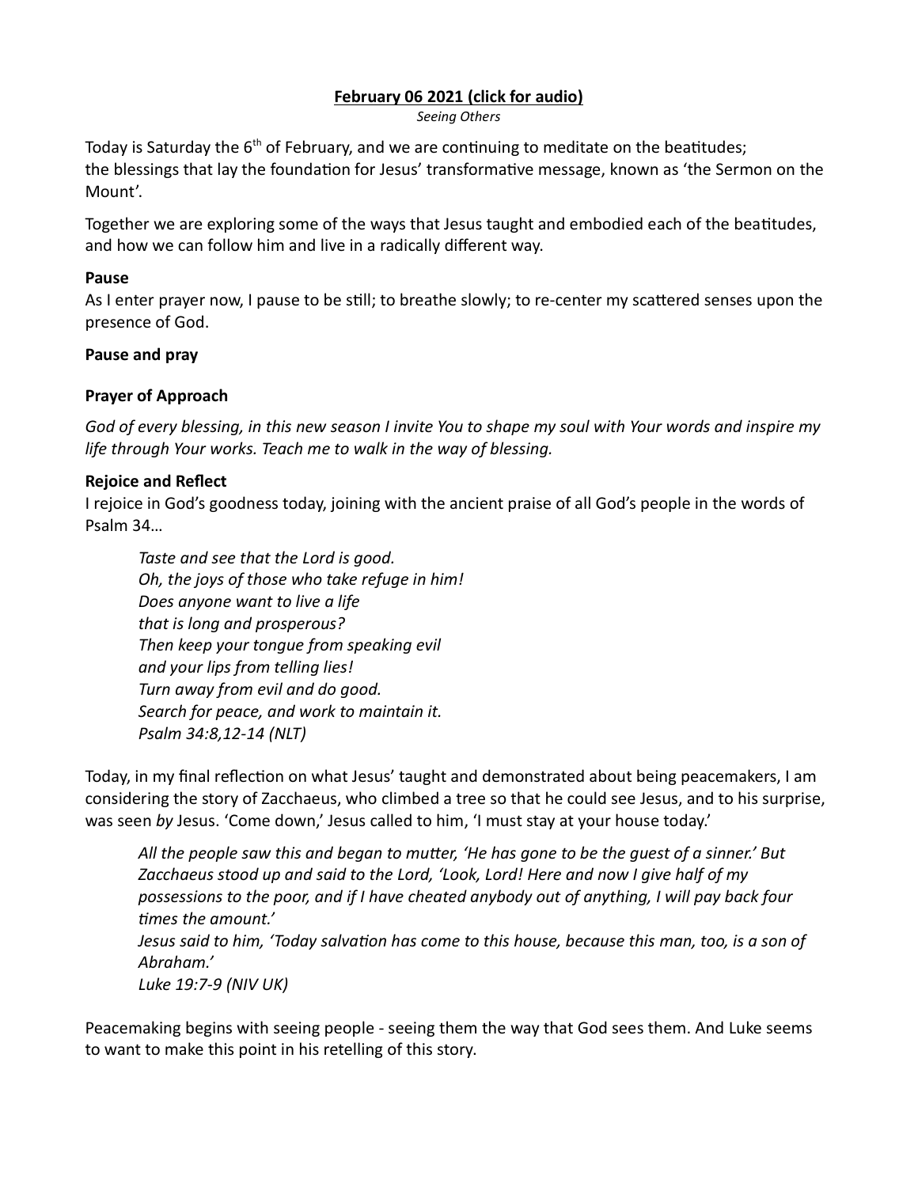**February 06 2021 (click for audio)**

*Seeing Others*

Today is Saturday the 6th of February, and we are continuing to meditate on the beatitudes; the blessings that lay the foundation for Jesus' transformative message, known as 'the Sermon on the Mount'.

Together we are exploring some of the ways that Jesus taught and embodied each of the beatitudes, and how we can follow him and live in a radically different way.

**Pause**

As I enter prayer now, I pause to be still; to breathe slowly; to re-center my scattered senses upon the presence of God.

**Pause and pray**

**Prayer of Approach**

*God of every blessing, in this new season I invite You to shape my soul with Your words and inspire my life through Your works. Teach me to walk in the way of blessing.*

**Rejoice and Reflect**

I rejoice in God's goodness today, joining with the ancient praise of all God's people in the words of Psalm 34…

> *Taste and see that the Lord is good.*
> *Oh, the joys of those who take refuge in him!*
> *Does anyone want to live a life*
> *that is long and prosperous?*
> *Then keep your tongue from speaking evil*
> *and your lips from telling lies!*
> *Turn away from evil and do good.*
> *Search for peace, and work to maintain it.*
> *Psalm 34:8,12-14 (NLT)*

Today, in my final reflection on what Jesus' taught and demonstrated about being peacemakers, I am considering the story of Zacchaeus, who climbed a tree so that he could see Jesus, and to his surprise, was seen *by* Jesus. 'Come down,' Jesus called to him, 'I must stay at your house today.'

> *All the people saw this and began to mutter, 'He has gone to be the guest of a sinner.' But Zacchaeus stood up and said to the Lord, 'Look, Lord! Here and now I give half of my possessions to the poor, and if I have cheated anybody out of anything, I will pay back four times the amount.'*
> *Jesus said to him, 'Today salvation has come to this house, because this man, too, is a son of Abraham.'*
> *Luke 19:7-9 (NIV UK)*

Peacemaking begins with seeing people - seeing them the way that God sees them. And Luke seems to want to make this point in his retelling of this story.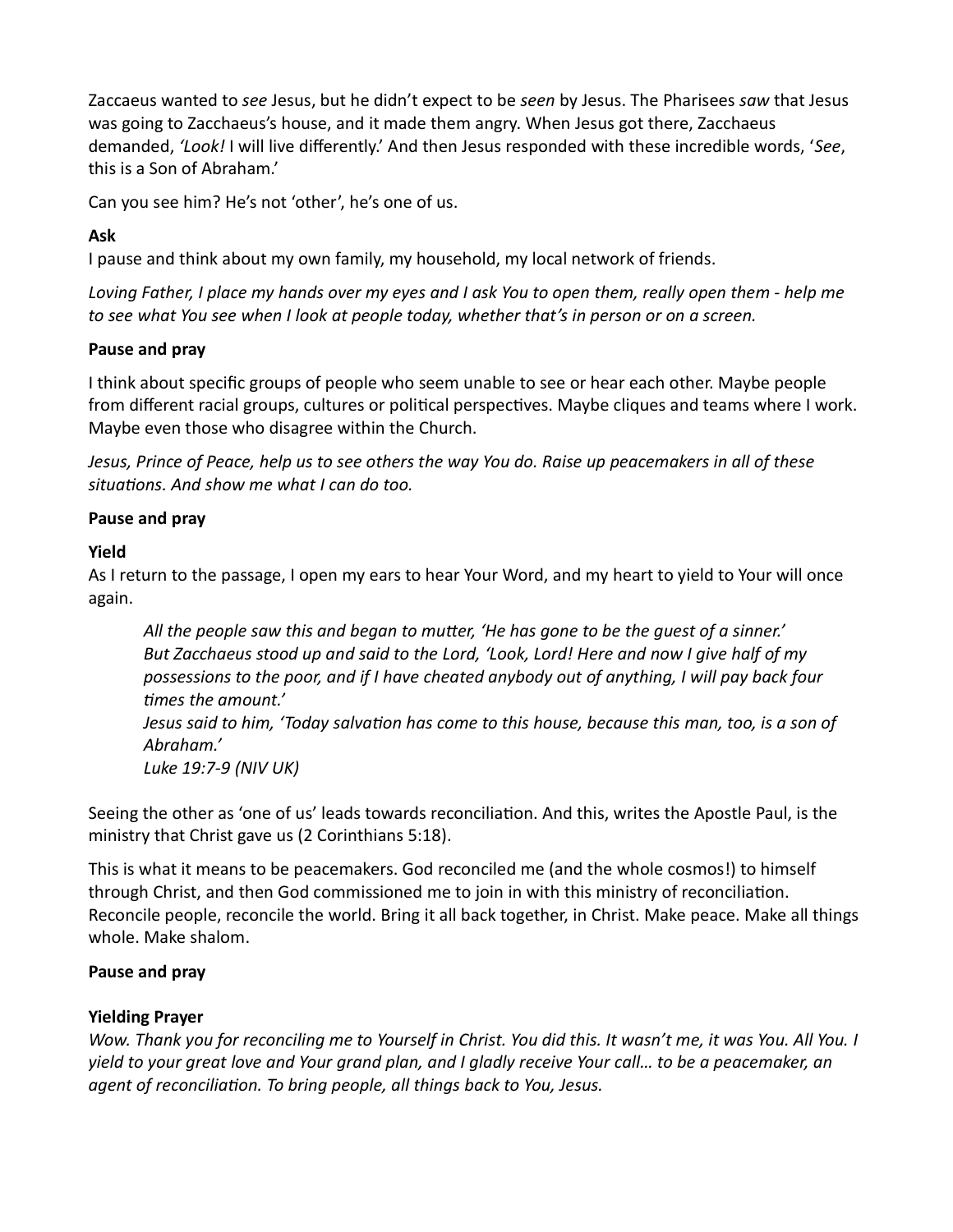Zaccaeus wanted to *see* Jesus, but he didn't expect to be *seen* by Jesus. The Pharisees *saw* that Jesus was going to Zacchaeus's house, and it made them angry. When Jesus got there, Zacchaeus demanded, *'Look!* I will live differently.' And then Jesus responded with these incredible words, '*See*, this is a Son of Abraham.'

Can you see him? He's not 'other', he's one of us.

**Ask**
I pause and think about my own family, my household, my local network of friends.

*Loving Father, I place my hands over my eyes and I ask You to open them, really open them - help me to see what You see when I look at people today, whether that's in person or on a screen.*

**Pause and pray**

I think about specific groups of people who seem unable to see or hear each other. Maybe people from different racial groups, cultures or political perspectives. Maybe cliques and teams where I work. Maybe even those who disagree within the Church.

*Jesus, Prince of Peace, help us to see others the way You do. Raise up peacemakers in all of these situations. And show me what I can do too.*

**Pause and pray**

**Yield**
As I return to the passage, I open my ears to hear Your Word, and my heart to yield to Your will once again.

> *All the people saw this and began to mutter, 'He has gone to be the guest of a sinner.'*
> *But Zacchaeus stood up and said to the Lord, 'Look, Lord! Here and now I give half of my possessions to the poor, and if I have cheated anybody out of anything, I will pay back four times the amount.'*
> *Jesus said to him, 'Today salvation has come to this house, because this man, too, is a son of Abraham.'*
> *Luke 19:7-9 (NIV UK)*

Seeing the other as 'one of us' leads towards reconciliation. And this, writes the Apostle Paul, is the ministry that Christ gave us (2 Corinthians 5:18).

This is what it means to be peacemakers. God reconciled me (and the whole cosmos!) to himself through Christ, and then God commissioned me to join in with this ministry of reconciliation. Reconcile people, reconcile the world. Bring it all back together, in Christ. Make peace. Make all things whole. Make shalom.

**Pause and pray**

**Yielding Prayer**
*Wow. Thank you for reconciling me to Yourself in Christ. You did this. It wasn't me, it was You. All You. I yield to your great love and Your grand plan, and I gladly receive Your call… to be a peacemaker, an agent of reconciliation. To bring people, all things back to You, Jesus.*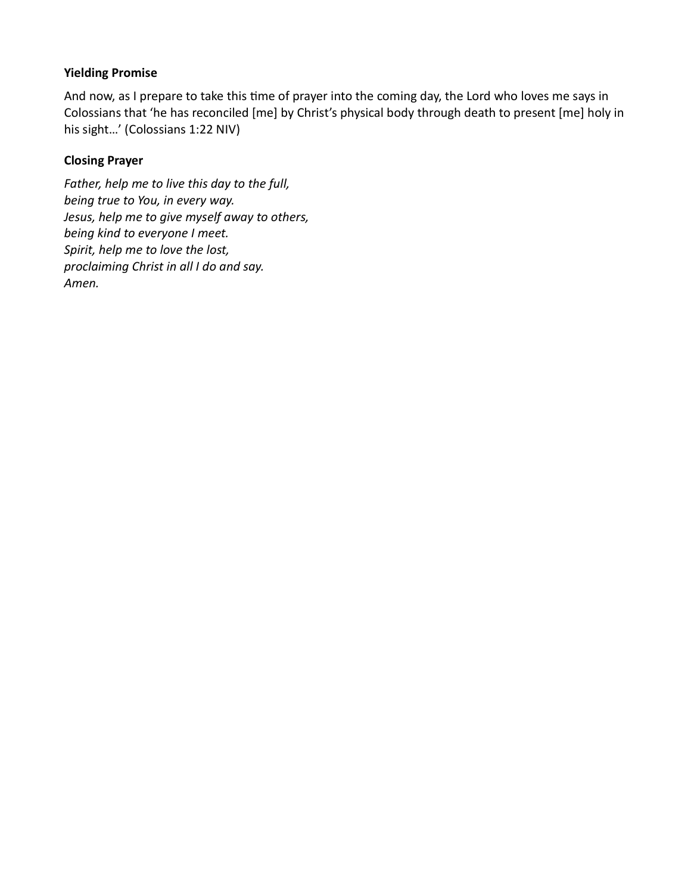**Yielding Promise**

And now, as I prepare to take this time of prayer into the coming day, the Lord who loves me says in Colossians that 'he has reconciled [me] by Christ's physical body through death to present [me] holy in his sight…' (Colossians 1:22 NIV)

**Closing Prayer**

*Father, help me to live this day to the full,*
*being true to You, in every way.*
*Jesus, help me to give myself away to others,*
*being kind to everyone I meet.*
*Spirit, help me to love the lost,*
*proclaiming Christ in all I do and say.*
*Amen.*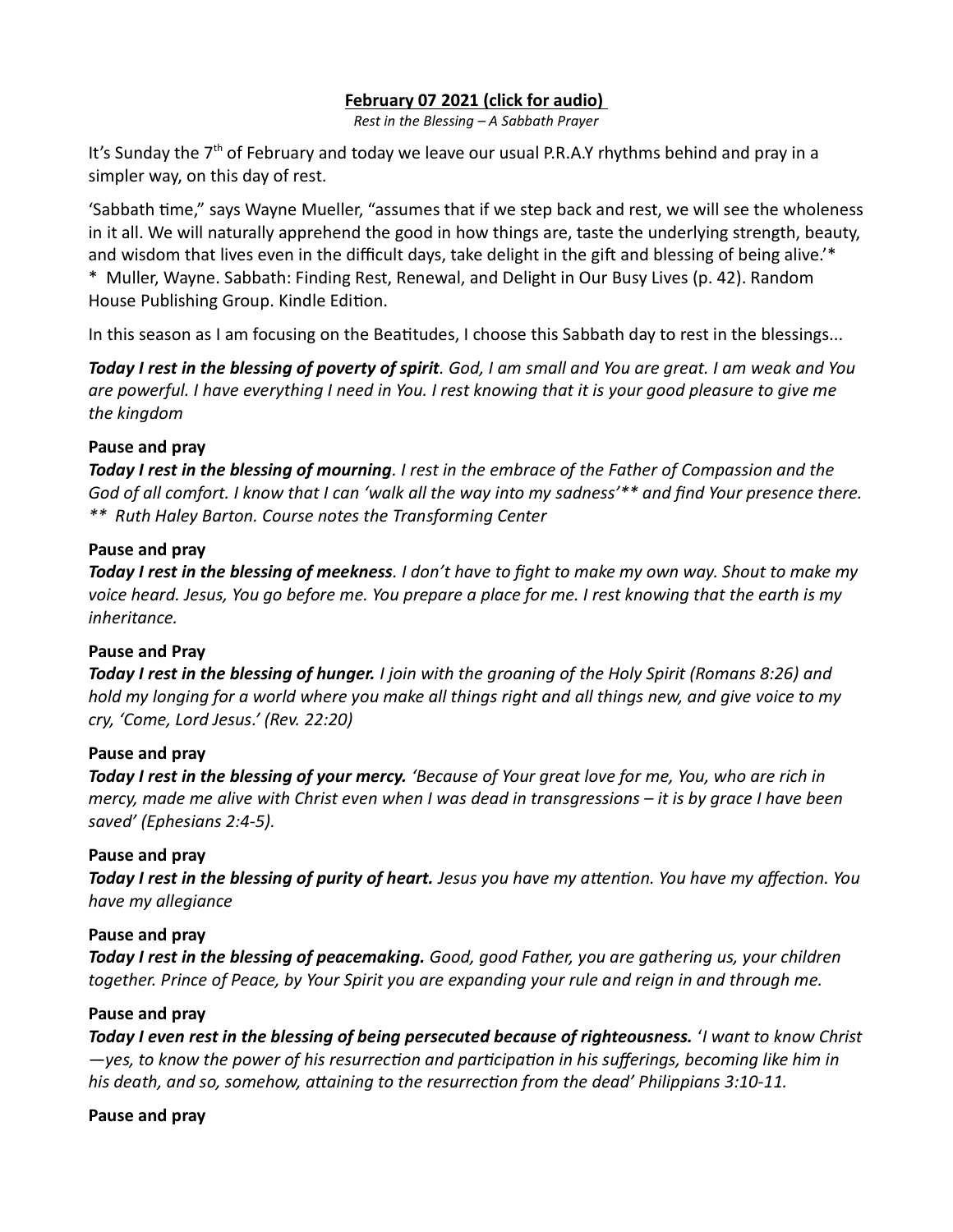**February 07 2021 (click for audio)**

*Rest in the Blessing – A Sabbath Prayer*

It's Sunday the 7th of February and today we leave our usual P.R.A.Y rhythms behind and pray in a simpler way, on this day of rest.

'Sabbath time," says Wayne Mueller, "assumes that if we step back and rest, we will see the wholeness in it all. We will naturally apprehend the good in how things are, taste the underlying strength, beauty, and wisdom that lives even in the difficult days, take delight in the gift and blessing of being alive.'*

\* Muller, Wayne. Sabbath: Finding Rest, Renewal, and Delight in Our Busy Lives (p. 42). Random House Publishing Group. Kindle Edition.

In this season as I am focusing on the Beatitudes, I choose this Sabbath day to rest in the blessings...

***Today I rest in the blessing of poverty of spirit****. God, I am small and You are great. I am weak and You are powerful. I have everything I need in You. I rest knowing that it is your good pleasure to give me the kingdom*

**Pause and pray**

***Today I rest in the blessing of mourning****. I rest in the embrace of the Father of Compassion and the God of all comfort. I know that I can 'walk all the way into my sadness'\*\* and find Your presence there.*

*\*\* Ruth Haley Barton. Course notes the Transforming Center*

**Pause and pray**

***Today I rest in the blessing of meekness****. I don't have to fight to make my own way. Shout to make my voice heard. Jesus, You go before me. You prepare a place for me. I rest knowing that the earth is my inheritance.*

**Pause and Pray**

***Today I rest in the blessing of hunger.*** *I join with the groaning of the Holy Spirit (Romans 8:26) and hold my longing for a world where you make all things right and all things new, and give voice to my cry, 'Come, Lord Jesus.' (Rev. 22:20)*

**Pause and pray**

***Today I rest in the blessing of your mercy.*** *'Because of Your great love for me, You, who are rich in mercy, made me alive with Christ even when I was dead in transgressions – it is by grace I have been saved' (Ephesians 2:4-5).*

**Pause and pray**

***Today I rest in the blessing of purity of heart.*** *Jesus you have my attention. You have my affection. You have my allegiance*

**Pause and pray**

***Today I rest in the blessing of peacemaking.*** *Good, good Father, you are gathering us, your children together. Prince of Peace, by Your Spirit you are expanding your rule and reign in and through me.*

**Pause and pray**

***Today I even rest in the blessing of being persecuted because of righteousness.*** *'I want to know Christ —yes, to know the power of his resurrection and participation in his sufferings, becoming like him in his death, and so, somehow, attaining to the resurrection from the dead' Philippians 3:10-11.*

**Pause and pray**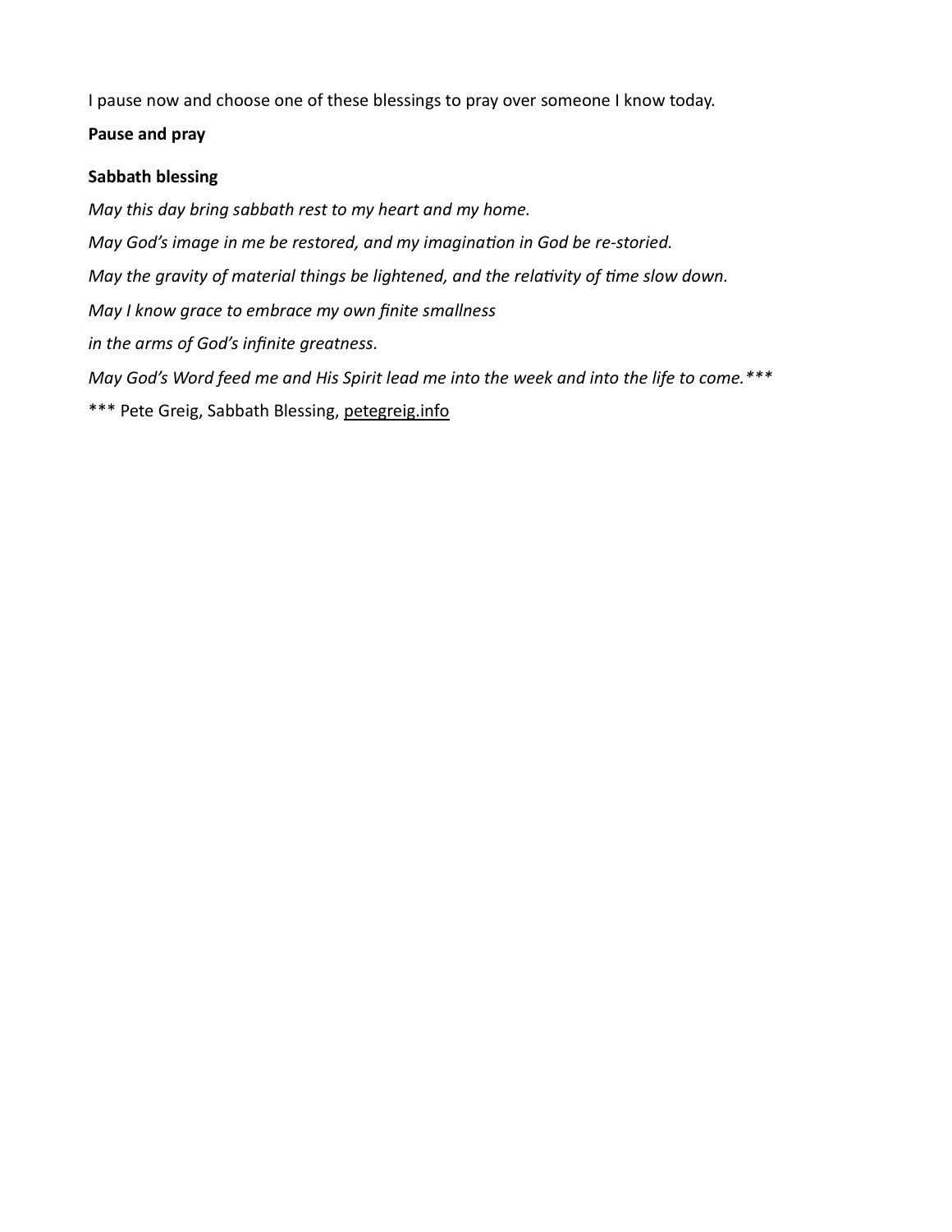I pause now and choose one of these blessings to pray over someone I know today.

**Pause and pray**

**Sabbath blessing**

*May this day bring sabbath rest to my heart and my home.*

*May God's image in me be restored, and my imagination in God be re-storied.*

*May the gravity of material things be lightened, and the relativity of time slow down.*

*May I know grace to embrace my own finite smallness*

*in the arms of God's infinite greatness.*

*May God's Word feed me and His Spirit lead me into the week and into the life to come.****

*** Pete Greig, Sabbath Blessing, petegreig.info